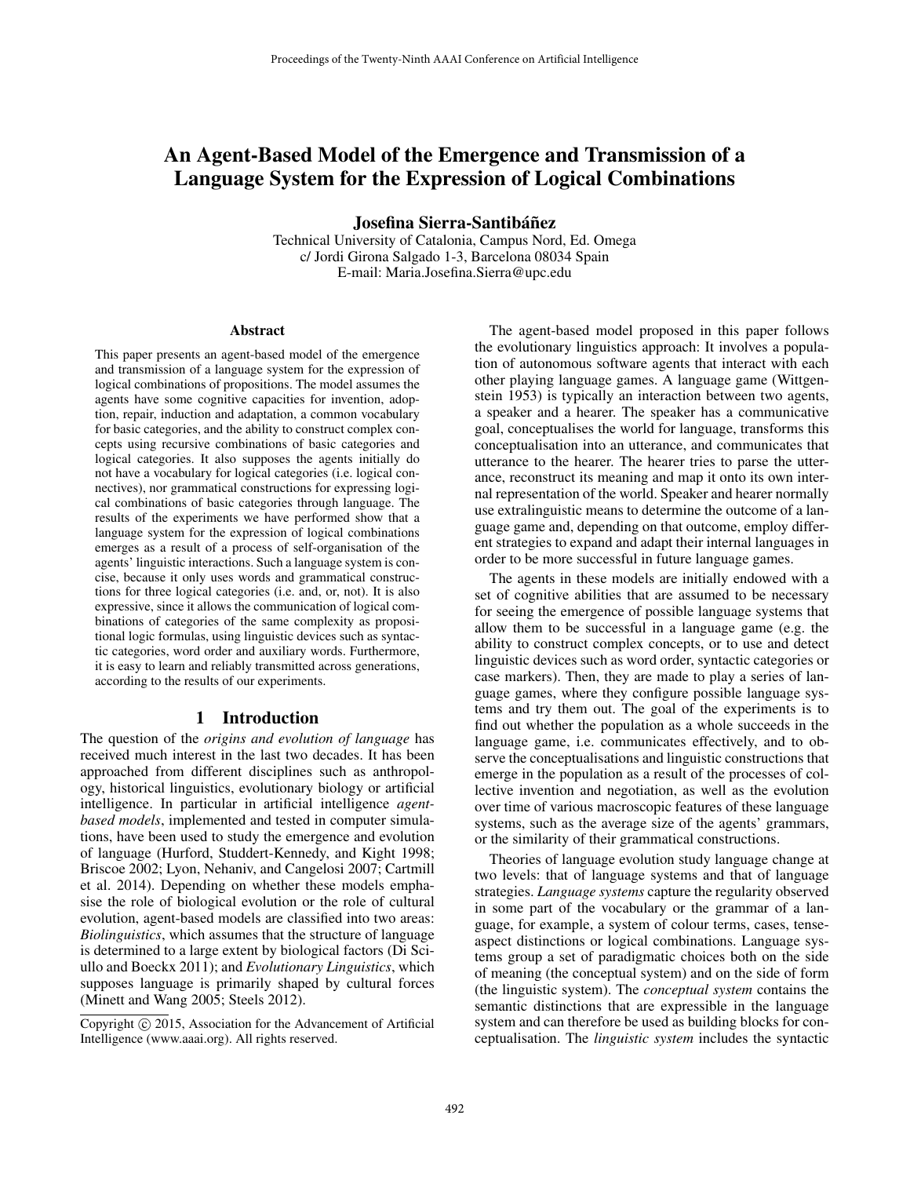# An Agent-Based Model of the Emergence and Transmission of a Language System for the Expression of Logical Combinations

**Josefina Sierra-Santibáñez**

Technical University of Catalonia, Campus Nord, Ed. Omega
c/ Jordi Girona Salgado 1-3, Barcelona 08034 Spain
E-mail: Maria.Josefina.Sierra@upc.edu

## Abstract

This paper presents an agent-based model of the emergence and transmission of a language system for the expression of logical combinations of propositions. The model assumes the agents have some cognitive capacities for invention, adoption, repair, induction and adaptation, a common vocabulary for basic categories, and the ability to construct complex concepts using recursive combinations of basic categories and logical categories. It also supposes the agents initially do not have a vocabulary for logical categories (i.e. logical connectives), nor grammatical constructions for expressing logical combinations of basic categories through language. The results of the experiments we have performed show that a language system for the expression of logical combinations emerges as a result of a process of self-organisation of the agents' linguistic interactions. Such a language system is concise, because it only uses words and grammatical constructions for three logical categories (i.e. and, or, not). It is also expressive, since it allows the communication of logical combinations of categories of the same complexity as propositional logic formulas, using linguistic devices such as syntactic categories, word order and auxiliary words. Furthermore, it is easy to learn and reliably transmitted across generations, according to the results of our experiments.

## 1 Introduction

The question of the *origins and evolution of language* has received much interest in the last two decades. It has been approached from different disciplines such as anthropology, historical linguistics, evolutionary biology or artificial intelligence. In particular in artificial intelligence *agent-based models*, implemented and tested in computer simulations, have been used to study the emergence and evolution of language (Hurford, Studdert-Kennedy, and Kight 1998; Briscoe 2002; Lyon, Nehaniv, and Cangelosi 2007; Cartmill et al. 2014). Depending on whether these models emphasise the role of biological evolution or the role of cultural evolution, agent-based models are classified into two areas: *Biolinguistics*, which assumes that the structure of language is determined to a large extent by biological factors (Di Sciullo and Boeckx 2011); and *Evolutionary Linguistics*, which supposes language is primarily shaped by cultural forces (Minett and Wang 2005; Steels 2012).

Copyright © 2015, Association for the Advancement of Artificial Intelligence (www.aaai.org). All rights reserved.

The agent-based model proposed in this paper follows the evolutionary linguistics approach: It involves a population of autonomous software agents that interact with each other playing language games. A language game (Wittgenstein 1953) is typically an interaction between two agents, a speaker and a hearer. The speaker has a communicative goal, conceptualises the world for language, transforms this conceptualisation into an utterance, and communicates that utterance to the hearer. The hearer tries to parse the utterance, reconstruct its meaning and map it onto its own internal representation of the world. Speaker and hearer normally use extralinguistic means to determine the outcome of a language game and, depending on that outcome, employ different strategies to expand and adapt their internal languages in order to be more successful in future language games.

The agents in these models are initially endowed with a set of cognitive abilities that are assumed to be necessary for seeing the emergence of possible language systems that allow them to be successful in a language game (e.g. the ability to construct complex concepts, or to use and detect linguistic devices such as word order, syntactic categories or case markers). Then, they are made to play a series of language games, where they configure possible language systems and try them out. The goal of the experiments is to find out whether the population as a whole succeeds in the language game, i.e. communicates effectively, and to observe the conceptualisations and linguistic constructions that emerge in the population as a result of the processes of collective invention and negotiation, as well as the evolution over time of various macroscopic features of these language systems, such as the average size of the agents' grammars, or the similarity of their grammatical constructions.

Theories of language evolution study language change at two levels: that of language systems and that of language strategies. *Language systems* capture the regularity observed in some part of the vocabulary or the grammar of a language, for example, a system of colour terms, cases, tense-aspect distinctions or logical combinations. Language systems group a set of paradigmatic choices both on the side of meaning (the conceptual system) and on the side of form (the linguistic system). The *conceptual system* contains the semantic distinctions that are expressible in the language system and can therefore be used as building blocks for conceptualisation. The *linguistic system* includes the syntactic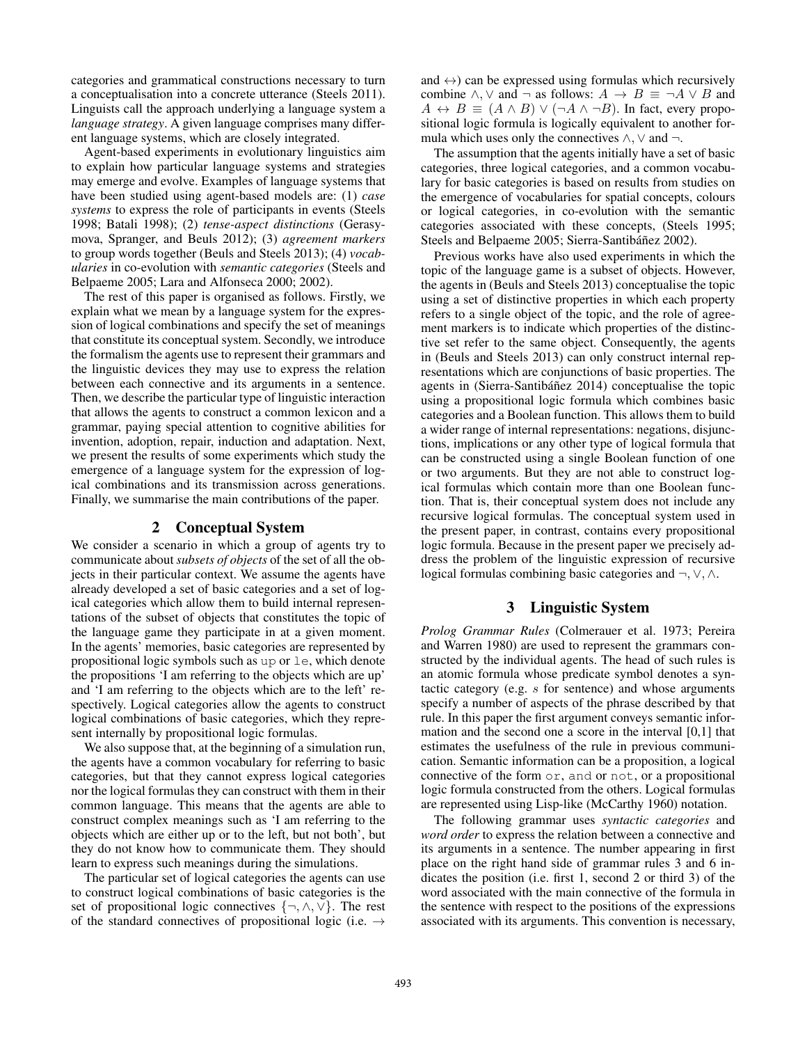categories and grammatical constructions necessary to turn a conceptualisation into a concrete utterance (Steels 2011). Linguists call the approach underlying a language system a *language strategy*. A given language comprises many different language systems, which are closely integrated.

Agent-based experiments in evolutionary linguistics aim to explain how particular language systems and strategies may emerge and evolve. Examples of language systems that have been studied using agent-based models are: (1) *case systems* to express the role of participants in events (Steels 1998; Batali 1998); (2) *tense-aspect distinctions* (Gerasymova, Spranger, and Beuls 2012); (3) *agreement markers* to group words together (Beuls and Steels 2013); (4) *vocabularies* in co-evolution with *semantic categories* (Steels and Belpaeme 2005; Lara and Alfonseca 2000; 2002).

The rest of this paper is organised as follows. Firstly, we explain what we mean by a language system for the expression of logical combinations and specify the set of meanings that constitute its conceptual system. Secondly, we introduce the formalism the agents use to represent their grammars and the linguistic devices they may use to express the relation between each connective and its arguments in a sentence. Then, we describe the particular type of linguistic interaction that allows the agents to construct a common lexicon and a grammar, paying special attention to cognitive abilities for invention, adoption, repair, induction and adaptation. Next, we present the results of some experiments which study the emergence of a language system for the expression of logical combinations and its transmission across generations. Finally, we summarise the main contributions of the paper.

## 2 Conceptual System

We consider a scenario in which a group of agents try to communicate about *subsets of objects* of the set of all the objects in their particular context. We assume the agents have already developed a set of basic categories and a set of logical categories which allow them to build internal representations of the subset of objects that constitutes the topic of the language game they participate in at a given moment. In the agents' memories, basic categories are represented by propositional logic symbols such as `up` or `le`, which denote the propositions 'I am referring to the objects which are up' and 'I am referring to the objects which are to the left' respectively. Logical categories allow the agents to construct logical combinations of basic categories, which they represent internally by propositional logic formulas.

We also suppose that, at the beginning of a simulation run, the agents have a common vocabulary for referring to basic categories, but that they cannot express logical categories nor the logical formulas they can construct with them in their common language. This means that the agents are able to construct complex meanings such as 'I am referring to the objects which are either up or to the left, but not both', but they do not know how to communicate them. They should learn to express such meanings during the simulations.

The particular set of logical categories the agents can use to construct logical combinations of basic categories is the set of propositional logic connectives $\{\neg, \wedge, \vee\}$. The rest of the standard connectives of propositional logic (i.e. $\rightarrow$ and $\leftrightarrow$) can be expressed using formulas which recursively combine $\wedge, \vee$ and $\neg$ as follows: $A \rightarrow B \equiv \neg A \vee B$ and $A \leftrightarrow B \equiv (A \wedge B) \vee (\neg A \wedge \neg B)$. In fact, every propositional logic formula is logically equivalent to another formula which uses only the connectives $\wedge, \vee$ and $\neg$.

The assumption that the agents initially have a set of basic categories, three logical categories, and a common vocabulary for basic categories is based on results from studies on the emergence of vocabularies for spatial concepts, colours or logical categories, in co-evolution with the semantic categories associated with these concepts, (Steels 1995; Steels and Belpaeme 2005; Sierra-Santibáñez 2002).

Previous works have also used experiments in which the topic of the language game is a subset of objects. However, the agents in (Beuls and Steels 2013) conceptualise the topic using a set of distinctive properties in which each property refers to a single object of the topic, and the role of agreement markers is to indicate which properties of the distinctive set refer to the same object. Consequently, the agents in (Beuls and Steels 2013) can only construct internal representations which are conjunctions of basic properties. The agents in (Sierra-Santibáñez 2014) conceptualise the topic using a propositional logic formula which combines basic categories and a Boolean function. This allows them to build a wider range of internal representations: negations, disjunctions, implications or any other type of logical formula that can be constructed using a single Boolean function of one or two arguments. But they are not able to construct logical formulas which contain more than one Boolean function. That is, their conceptual system does not include any recursive logical formulas. The conceptual system used in the present paper, in contrast, contains every propositional logic formula. Because in the present paper we precisely address the problem of the linguistic expression of recursive logical formulas combining basic categories and $\neg, \vee, \wedge$.

## 3 Linguistic System

*Prolog Grammar Rules* (Colmerauer et al. 1973; Pereira and Warren 1980) are used to represent the grammars constructed by the individual agents. The head of such rules is an atomic formula whose predicate symbol denotes a syntactic category (e.g. $s$ for sentence) and whose arguments specify a number of aspects of the phrase described by that rule. In this paper the first argument conveys semantic information and the second one a score in the interval [0,1] that estimates the usefulness of the rule in previous communication. Semantic information can be a proposition, a logical connective of the form `or`, `and` or `not`, or a propositional logic formula constructed from the others. Logical formulas are represented using Lisp-like (McCarthy 1960) notation.

The following grammar uses *syntactic categories* and *word order* to express the relation between a connective and its arguments in a sentence. The number appearing in first place on the right hand side of grammar rules 3 and 6 indicates the position (i.e. first 1, second 2 or third 3) of the word associated with the main connective of the formula in the sentence with respect to the positions of the expressions associated with its arguments. This convention is necessary,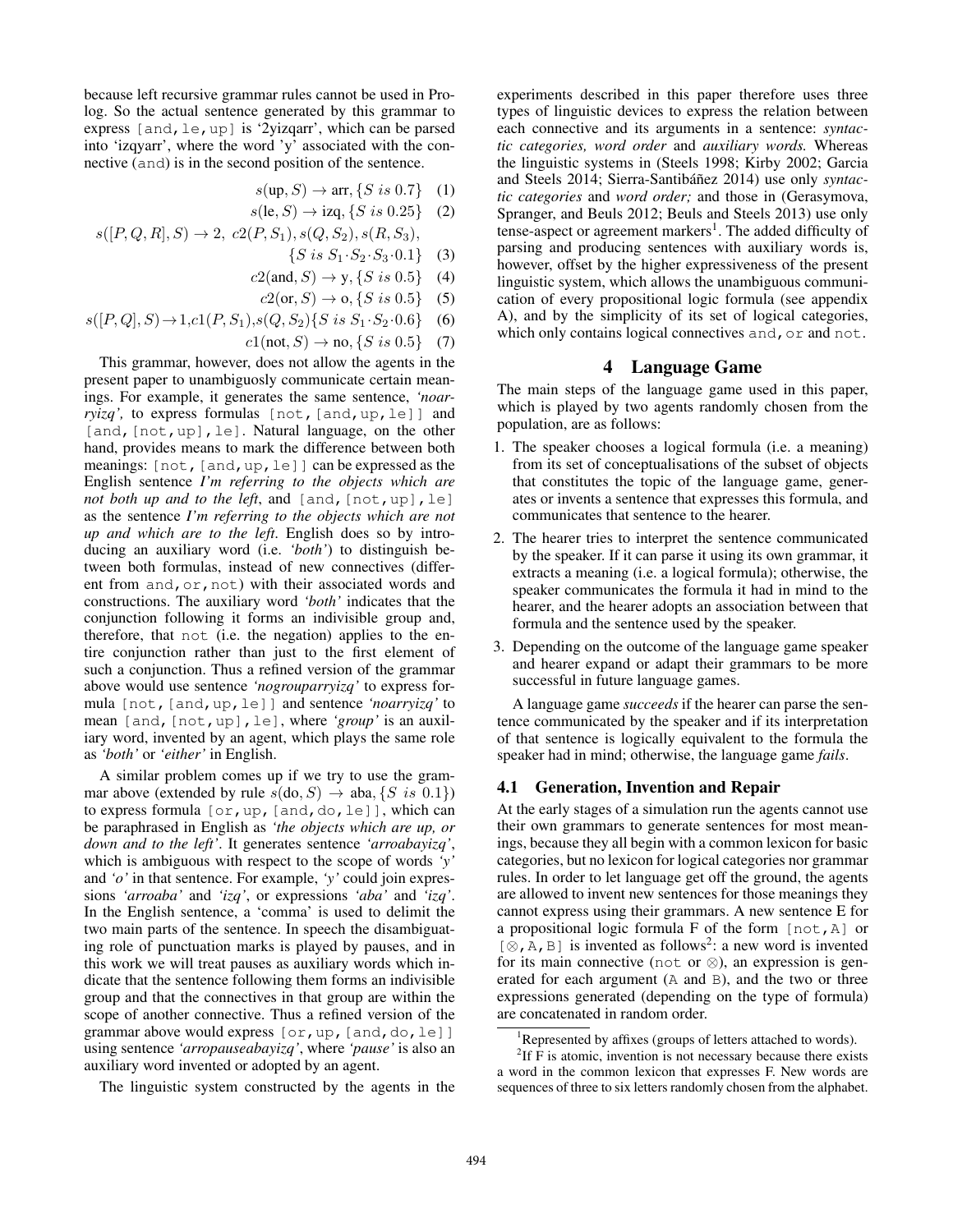because left recursive grammar rules cannot be used in Prolog. So the actual sentence generated by this grammar to express `[and,le,up]` is '2yizqarr', which can be parsed into 'izqyarr', where the word 'y' associated with the connective (`and`) is in the second position of the sentence.

$$s(\text{up}, S) \rightarrow \text{arr}, \{S \ is \ 0.7\} \quad (1)$$

$$s(\text{le}, S) \rightarrow \text{izq}, \{S \ is \ 0.25\} \quad (2)$$

$$s([P, Q, R], S) \rightarrow 2, \ c2(P, S_1), s(Q, S_2), s(R, S_3), \{S \ is \ S_1{\cdot}S_2{\cdot}S_3{\cdot}0.1\} \quad (3)$$

$$c2(\text{and}, S) \rightarrow \text{y}, \{S \ is \ 0.5\} \quad (4)$$

$$c2(\text{or}, S) \rightarrow \text{o}, \{S \ is \ 0.5\} \quad (5)$$

$$s([P, Q], S) \rightarrow 1, c1(P, S_1), s(Q, S_2)\{S \ is \ S_1{\cdot}S_2{\cdot}0.6\} \quad (6)$$

$$c1(\text{not}, S) \rightarrow \text{no}, \{S \ is \ 0.5\} \quad (7)$$

This grammar, however, does not allow the agents in the present paper to unambiguosly communicate certain meanings. For example, it generates the same sentence, *'noarryizq',* to express formulas `[not,[and,up,le]]` and `[and,[not,up],le]`. Natural language, on the other hand, provides means to mark the difference between both meanings: `[not,[and,up,le]]` can be expressed as the English sentence *I'm referring to the objects which are not both up and to the left*, and `[and,[not,up],le]` as the sentence *I'm referring to the objects which are not up and which are to the left*. English does so by introducing an auxiliary word (i.e. *'both'*) to distinguish between both formulas, instead of new connectives (different from `and,or,not`) with their associated words and constructions. The auxiliary word *'both'* indicates that the conjunction following it forms an indivisible group and, therefore, that `not` (i.e. the negation) applies to the entire conjunction rather than just to the first element of such a conjunction. Thus a refined version of the grammar above would use sentence *'nogrouparryizq'* to express formula `[not,[and,up,le]]` and sentence *'noarryizq'* to mean `[and,[not,up],le]`, where *'group'* is an auxiliary word, invented by an agent, which plays the same role as *'both'* or *'either'* in English.

A similar problem comes up if we try to use the grammar above (extended by rule $s(\text{do}, S) \rightarrow \text{aba}, \{S \ is \ 0.1\}$) to express formula `[or,up,[and,do,le]]`, which can be paraphrased in English as *'the objects which are up, or down and to the left'*. It generates sentence *'arroabayizq'*, which is ambiguous with respect to the scope of words *'y'* and *'o'* in that sentence. For example, *'y'* could join expressions *'arroaba'* and *'izq'*, or expressions *'aba'* and *'izq'*. In the English sentence, a 'comma' is used to delimit the two main parts of the sentence. In speech the disambiguating role of punctuation marks is played by pauses, and in this work we will treat pauses as auxiliary words which indicate that the sentence following them forms an indivisible group and that the connectives in that group are within the scope of another connective. Thus a refined version of the grammar above would express `[or,up,[and,do,le]]` using sentence *'arropauseabayizq'*, where *'pause'* is also an auxiliary word invented or adopted by an agent.

The linguistic system constructed by the agents in the experiments described in this paper therefore uses three types of linguistic devices to express the relation between each connective and its arguments in a sentence: *syntactic categories, word order* and *auxiliary words.* Whereas the linguistic systems in (Steels 1998; Kirby 2002; Garcia and Steels 2014; Sierra-Santibáñez 2014) use only *syntactic categories* and *word order;* and those in (Gerasymova, Spranger, and Beuls 2012; Beuls and Steels 2013) use only tense-aspect or agreement markers[1]. The added difficulty of parsing and producing sentences with auxiliary words is, however, offset by the higher expressiveness of the present linguistic system, which allows the unambiguous communication of every propositional logic formula (see appendix A), and by the simplicity of its set of logical categories, which only contains logical connectives `and`, `or` and `not`.

## 4 Language Game

The main steps of the language game used in this paper, which is played by two agents randomly chosen from the population, are as follows:

1. The speaker chooses a logical formula (i.e. a meaning) from its set of conceptualisations of the subset of objects that constitutes the topic of the language game, generates or invents a sentence that expresses this formula, and communicates that sentence to the hearer.
2. The hearer tries to interpret the sentence communicated by the speaker. If it can parse it using its own grammar, it extracts a meaning (i.e. a logical formula); otherwise, the speaker communicates the formula it had in mind to the hearer, and the hearer adopts an association between that formula and the sentence used by the speaker.
3. Depending on the outcome of the language game speaker and hearer expand or adapt their grammars to be more successful in future language games.

A language game *succeeds* if the hearer can parse the sentence communicated by the speaker and if its interpretation of that sentence is logically equivalent to the formula the speaker had in mind; otherwise, the language game *fails*.

### 4.1 Generation, Invention and Repair

At the early stages of a simulation run the agents cannot use their own grammars to generate sentences for most meanings, because they all begin with a common lexicon for basic categories, but no lexicon for logical categories nor grammar rules. In order to let language get off the ground, the agents are allowed to invent new sentences for those meanings they cannot express using their grammars. A new sentence E for a propositional logic formula F of the form `[not,A]` or `[⊗,A,B]` is invented as follows[2]: a new word is invented for its main connective (`not` or ⊗), an expression is generated for each argument (`A` and `B`), and the two or three expressions generated (depending on the type of formula) are concatenated in random order.

---

[1] Represented by affixes (groups of letters attached to words).

[2] If F is atomic, invention is not necessary because there exists a word in the common lexicon that expresses F. New words are sequences of three to six letters randomly chosen from the alphabet.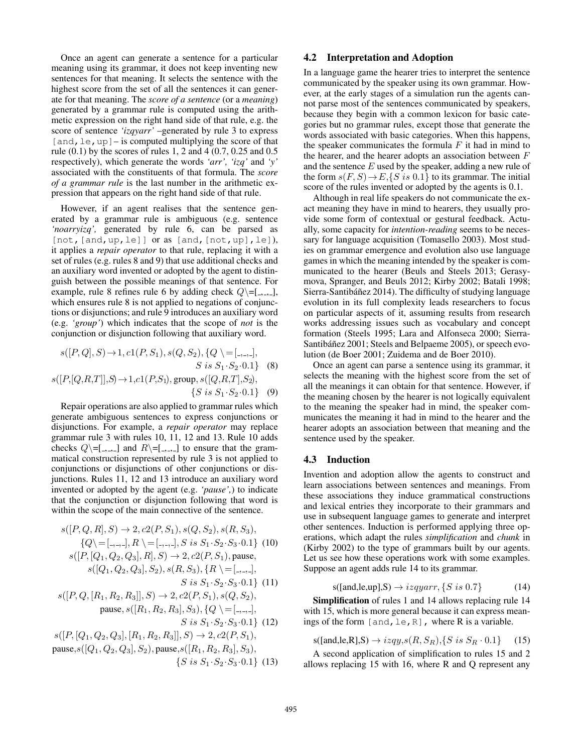Once an agent can generate a sentence for a particular meaning using its grammar, it does not keep inventing new sentences for that meaning. It selects the sentence with the highest score from the set of all the sentences it can generate for that meaning. The *score of a sentence* (or a *meaning*) generated by a grammar rule is computed using the arithmetic expression on the right hand side of that rule, e.g. the score of sentence *'izqyarr'* –generated by rule 3 to express `[and,le,up]`– is computed multiplying the score of that rule (0.1) by the scores of rules 1, 2 and 4 (0.7, 0.25 and 0.5 respectively), which generate the words *'arr', 'izq'* and *'y'* associated with the constituents of that formula. The *score of a grammar rule* is the last number in the arithmetic expression that appears on the right hand side of that rule.

However, if an agent realises that the sentence generated by a grammar rule is ambiguous (e.g. sentence *'noarryizq',* generated by rule 6, can be parsed as `[not,[and,up,le]]` or as `[and,[not,up],le]`), it applies a *repair operator* to that rule, replacing it with a set of rules (e.g. rules 8 and 9) that use additional checks and an auxiliary word invented or adopted by the agent to distinguish between the possible meanings of that sentence. For example, rule 8 refines rule 6 by adding check $Q \backslash = [\_,\_,\_]$, which ensures rule 8 is not applied to negations of conjunctions or disjunctions; and rule 9 introduces an auxiliary word (e.g. *'group'*) which indicates that the scope of *not* is the conjunction or disjunction following that auxiliary word.

$$s([P,Q],S) \rightarrow 1, c1(P,S_1), s(Q,S_2), \{Q \backslash = [\_,\_,\_], S \ is \ S_1 \cdot S_2 \cdot 0.1\} \quad (8)$$

$$s([P,[Q,R,T]],S) \rightarrow 1, c1(P,S_1), \text{group}, s([Q,R,T],S_2), \{S \ is \ S_1 \cdot S_2 \cdot 0.1\} \quad (9)$$

Repair operations are also applied to grammar rules which generate ambiguous sentences to express conjunctions or disjunctions. For example, a *repair operator* may replace grammar rule 3 with rules 10, 11, 12 and 13. Rule 10 adds checks $Q \backslash = [\_,\_,\_]$ and $R \backslash = [\_,\_,\_]$ to ensure that the grammatical construction represented by rule 3 is not applied to conjunctions or disjunctions of other conjunctions or disjunctions. Rules 11, 12 and 13 introduce an auxiliary word invented or adopted by the agent (e.g. *'pause',*) to indicate that the conjunction or disjunction following that word is within the scope of the main connective of the sentence.

$$s([P,Q,R],S) \rightarrow 2, c2(P,S_1), s(Q,S_2), s(R,S_3), \{Q \backslash = [\_,\_,\_], R \backslash = [\_,\_,\_], S \ is \ S_1 \cdot S_2 \cdot S_3 \cdot 0.1\} \quad (10)$$

$$s([P,[Q_1,Q_2,Q_3],R],S) \rightarrow 2, c2(P,S_1), \text{pause}, s([Q_1,Q_2,Q_3],S_2), s(R,S_3), \{R \backslash = [\_,\_,\_], S \ is \ S_1 \cdot S_2 \cdot S_3 \cdot 0.1\} \quad (11)$$

$$s([P,Q,[R_1,R_2,R_3]],S) \rightarrow 2, c2(P,S_1), s(Q,S_2), \text{pause}, s([R_1,R_2,R_3],S_3), \{Q \backslash = [\_,\_,\_], S \ is \ S_1 \cdot S_2 \cdot S_3 \cdot 0.1\} \quad (12)$$

$$s([P,[Q_1,Q_2,Q_3],[R_1,R_2,R_3]],S) \rightarrow 2, c2(P,S_1), \text{pause}, s([Q_1,Q_2,Q_3],S_2), \text{pause}, s([R_1,R_2,R_3],S_3), \{S \ is \ S_1 \cdot S_2 \cdot S_3 \cdot 0.1\} \quad (13)$$

## 4.2 Interpretation and Adoption

In a language game the hearer tries to interpret the sentence communicated by the speaker using its own grammar. However, at the early stages of a simulation run the agents cannot parse most of the sentences communicated by speakers, because they begin with a common lexicon for basic categories but no grammar rules, except those that generate the words associated with basic categories. When this happens, the speaker communicates the formula $F$ it had in mind to the hearer, and the hearer adopts an association between $F$ and the sentence $E$ used by the speaker, adding a new rule of the form $s(F,S) \rightarrow E, \{S \ is \ 0.1\}$ to its grammar. The initial score of the rules invented or adopted by the agents is 0.1.

Although in real life speakers do not communicate the exact meaning they have in mind to hearers, they usually provide some form of contextual or gestural feedback. Actually, some capacity for *intention-reading* seems to be necessary for language acquisition (Tomasello 2003). Most studies on grammar emergence and evolution also use language games in which the meaning intended by the speaker is communicated to the hearer (Beuls and Steels 2013; Gerasymova, Spranger, and Beuls 2012; Kirby 2002; Batali 1998; Sierra-Santibáñez 2014). The difficulty of studying language evolution in its full complexity leads researchers to focus on particular aspects of it, assuming results from research works addressing issues such as vocabulary and concept formation (Steels 1995; Lara and Alfonseca 2000; Sierra-Santibáñez 2001; Steels and Belpaeme 2005), or speech evolution (de Boer 2001; Zuidema and de Boer 2010).

Once an agent can parse a sentence using its grammar, it selects the meaning with the highest score from the set of all the meanings it can obtain for that sentence. However, if the meaning chosen by the hearer is not logically equivalent to the meaning the speaker had in mind, the speaker communicates the meaning it had in mind to the hearer and the hearer adopts an association between that meaning and the sentence used by the speaker.

## 4.3 Induction

Invention and adoption allow the agents to construct and learn associations between sentences and meanings. From these associations they induce grammatical constructions and lexical entries they incorporate to their grammars and use in subsequent language games to generate and interpret other sentences. Induction is performed applying three operations, which adapt the rules *simplification* and *chunk* in (Kirby 2002) to the type of grammars built by our agents. Let us see how these operations work with some examples. Suppose an agent adds rule 14 to its grammar.

$$\text{s([and,le,up],S)} \rightarrow izqyarr, \{S \ is \ 0.7\} \quad (14)$$

**Simplification** of rules 1 and 14 allows replacing rule 14 with 15, which is more general because it can express meanings of the form `[and,le,R]`, where R is a variable.

$$\text{s([and,le,R],S)} \rightarrow izqy, s(R,S_R), \{S \ is \ S_R \cdot 0.1\} \quad (15)$$

A second application of simplification to rules 15 and 2 allows replacing 15 with 16, where R and Q represent any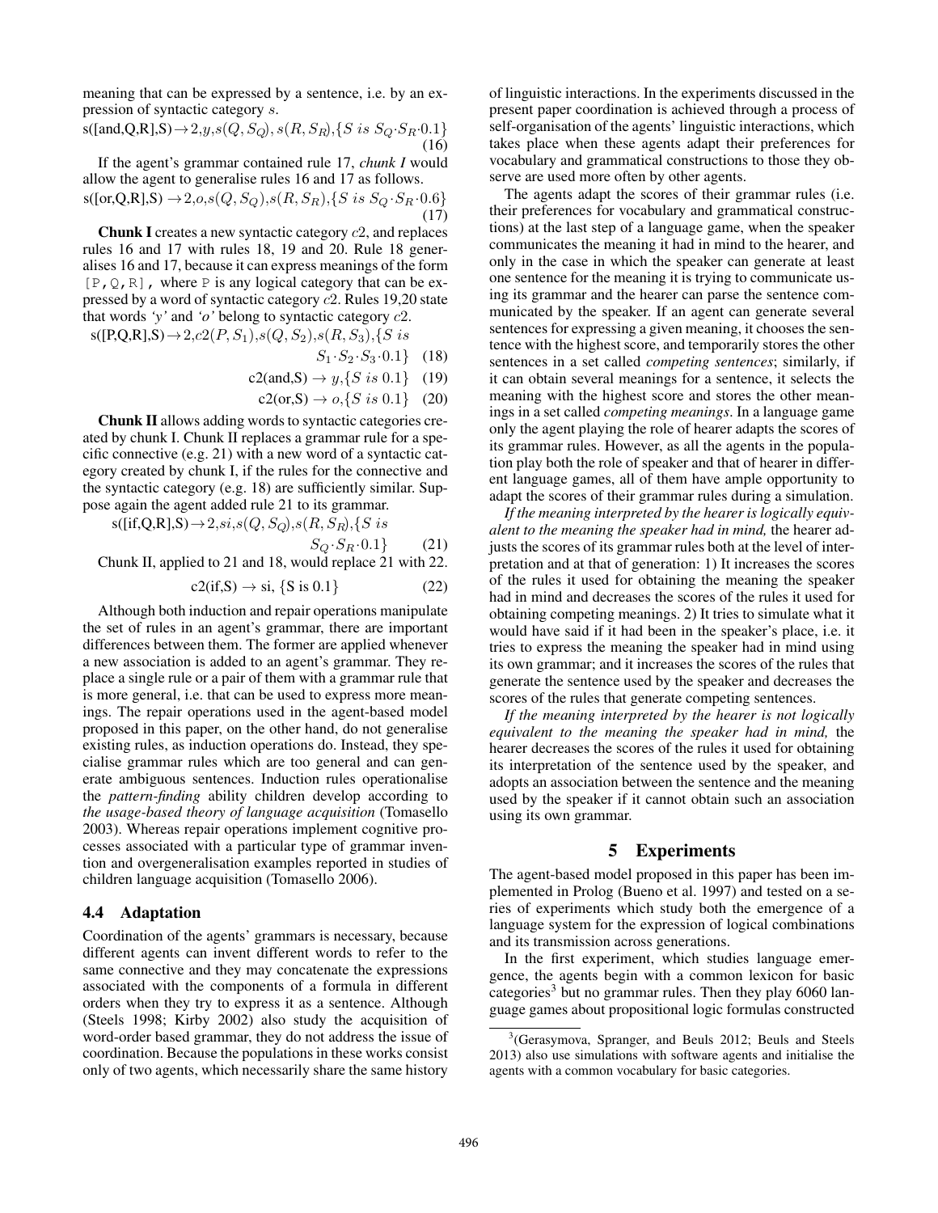meaning that can be expressed by a sentence, i.e. by an expression of syntactic category $s$.

$$\text{s([and,Q,R],S)} \rightarrow 2,y,s(Q,S_Q),s(R,S_R),\{S\ is\ S_Q{\cdot}S_R{\cdot}0.1\} \tag{16}$$

If the agent's grammar contained rule 17, *chunk I* would allow the agent to generalise rules 16 and 17 as follows.

$$\text{s([or,Q,R],S)} \rightarrow 2,o,s(Q,S_Q),s(R,S_R),\{S\ is\ S_Q{\cdot}S_R{\cdot}0.6\} \tag{17}$$

**Chunk I** creates a new syntactic category $c2$, and replaces rules 16 and 17 with rules 18, 19 and 20. Rule 18 generalises 16 and 17, because it can express meanings of the form `[P,Q,R]`, where `P` is any logical category that can be expressed by a word of syntactic category $c2$. Rules 19,20 state that words *'y'* and *'o'* belong to syntactic category $c2$.

$$\text{s([P,Q,R],S)} \rightarrow 2,c2(P,S_1),s(Q,S_2),s(R,S_3),\{S\ is\ S_1{\cdot}S_2{\cdot}S_3{\cdot}0.1\} \tag{18}$$

$$\text{c2(and,S)} \rightarrow y,\{S\ is\ 0.1\} \tag{19}$$

$$\text{c2(or,S)} \rightarrow o,\{S\ is\ 0.1\} \tag{20}$$

**Chunk II** allows adding words to syntactic categories created by chunk I. Chunk II replaces a grammar rule for a specific connective (e.g. 21) with a new word of a syntactic category created by chunk I, if the rules for the connective and the syntactic category (e.g. 18) are sufficiently similar. Suppose again the agent added rule 21 to its grammar.

$$\text{s([if,Q,R],S)} \rightarrow 2,si,s(Q,S_Q),s(R,S_R),\{S\ is\ S_Q{\cdot}S_R{\cdot}0.1\} \tag{21}$$

Chunk II, applied to 21 and 18, would replace 21 with 22.

$$\text{c2(if,S)} \rightarrow \text{si, \{S is 0.1\}} \tag{22}$$

Although both induction and repair operations manipulate the set of rules in an agent's grammar, there are important differences between them. The former are applied whenever a new association is added to an agent's grammar. They replace a single rule or a pair of them with a grammar rule that is more general, i.e. that can be used to express more meanings. The repair operations used in the agent-based model proposed in this paper, on the other hand, do not generalise existing rules, as induction operations do. Instead, they specialise grammar rules which are too general and can generate ambiguous sentences. Induction rules operationalise the *pattern-finding* ability children develop according to *the usage-based theory of language acquisition* (Tomasello 2003). Whereas repair operations implement cognitive processes associated with a particular type of grammar invention and overgeneralisation examples reported in studies of children language acquisition (Tomasello 2006).

### 4.4 Adaptation

Coordination of the agents' grammars is necessary, because different agents can invent different words to refer to the same connective and they may concatenate the expressions associated with the components of a formula in different orders when they try to express it as a sentence. Although (Steels 1998; Kirby 2002) also study the acquisition of word-order based grammar, they do not address the issue of coordination. Because the populations in these works consist only of two agents, which necessarily share the same history of linguistic interactions. In the experiments discussed in the present paper coordination is achieved through a process of self-organisation of the agents' linguistic interactions, which takes place when these agents adapt their preferences for vocabulary and grammatical constructions to those they observe are used more often by other agents.

The agents adapt the scores of their grammar rules (i.e. their preferences for vocabulary and grammatical constructions) at the last step of a language game, when the speaker communicates the meaning it had in mind to the hearer, and only in the case in which the speaker can generate at least one sentence for the meaning it is trying to communicate using its grammar and the hearer can parse the sentence communicated by the speaker. If an agent can generate several sentences for expressing a given meaning, it chooses the sentence with the highest score, and temporarily stores the other sentences in a set called *competing sentences*; similarly, if it can obtain several meanings for a sentence, it selects the meaning with the highest score and stores the other meanings in a set called *competing meanings*. In a language game only the agent playing the role of hearer adapts the scores of its grammar rules. However, as all the agents in the population play both the role of speaker and that of hearer in different language games, all of them have ample opportunity to adapt the scores of their grammar rules during a simulation.

*If the meaning interpreted by the hearer is logically equivalent to the meaning the speaker had in mind,* the hearer adjusts the scores of its grammar rules both at the level of interpretation and at that of generation: 1) It increases the scores of the rules it used for obtaining the meaning the speaker had in mind and decreases the scores of the rules it used for obtaining competing meanings. 2) It tries to simulate what it would have said if it had been in the speaker's place, i.e. it tries to express the meaning the speaker had in mind using its own grammar; and it increases the scores of the rules that generate the sentence used by the speaker and decreases the scores of the rules that generate competing sentences.

*If the meaning interpreted by the hearer is not logically equivalent to the meaning the speaker had in mind,* the hearer decreases the scores of the rules it used for obtaining its interpretation of the sentence used by the speaker, and adopts an association between the sentence and the meaning used by the speaker if it cannot obtain such an association using its own grammar.

## 5 Experiments

The agent-based model proposed in this paper has been implemented in Prolog (Bueno et al. 1997) and tested on a series of experiments which study both the emergence of a language system for the expression of logical combinations and its transmission across generations.

In the first experiment, which studies language emergence, the agents begin with a common lexicon for basic categories[3] but no grammar rules. Then they play 6060 language games about propositional logic formulas constructed

[3](Gerasymova, Spranger, and Beuls 2012; Beuls and Steels 2013) also use simulations with software agents and initialise the agents with a common vocabulary for basic categories.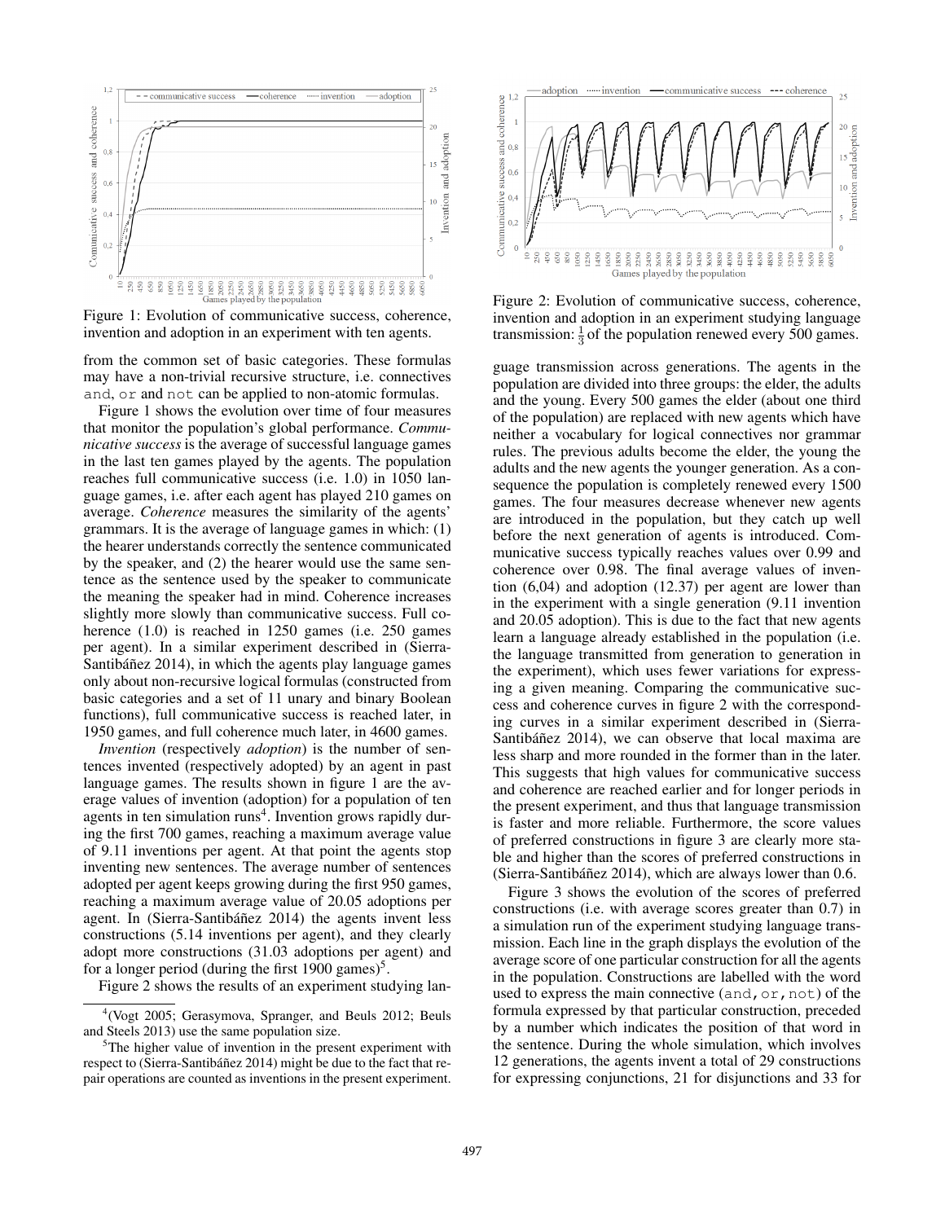Figure 1: Evolution of communicative success, coherence, invention and adoption in an experiment with ten agents.

from the common set of basic categories. These formulas may have a non-trivial recursive structure, i.e. connectives `and`, `or` and `not` can be applied to non-atomic formulas.

Figure 1 shows the evolution over time of four measures that monitor the population's global performance. *Communicative success* is the average of successful language games in the last ten games played by the agents. The population reaches full communicative success (i.e. 1.0) in 1050 language games, i.e. after each agent has played 210 games on average. *Coherence* measures the similarity of the agents' grammars. It is the average of language games in which: (1) the hearer understands correctly the sentence communicated by the speaker, and (2) the hearer would use the same sentence as the sentence used by the speaker to communicate the meaning the speaker had in mind. Coherence increases slightly more slowly than communicative success. Full coherence (1.0) is reached in 1250 games (i.e. 250 games per agent). In a similar experiment described in (Sierra-Santibáñez 2014), in which the agents play language games only about non-recursive logical formulas (constructed from basic categories and a set of 11 unary and binary Boolean functions), full communicative success is reached later, in 1950 games, and full coherence much later, in 4600 games.

*Invention* (respectively *adoption*) is the number of sentences invented (respectively adopted) by an agent in past language games. The results shown in figure 1 are the average values of invention (adoption) for a population of ten agents in ten simulation runs[4]. Invention grows rapidly during the first 700 games, reaching a maximum average value of 9.11 inventions per agent. At that point the agents stop inventing new sentences. The average number of sentences adopted per agent keeps growing during the first 950 games, reaching a maximum average value of 20.05 adoptions per agent. In (Sierra-Santibáñez 2014) the agents invent less constructions (5.14 inventions per agent), and they clearly adopt more constructions (31.03 adoptions per agent) and for a longer period (during the first 1900 games)[5].

Figure 2 shows the results of an experiment studying language transmission across generations. The agents in the population are divided into three groups: the elder, the adults and the young. Every 500 games the elder (about one third of the population) are replaced with new agents which have neither a vocabulary for logical connectives nor grammar rules. The previous adults become the elder, the young the adults and the new agents the younger generation. As a consequence the population is completely renewed every 1500 games. The four measures decrease whenever new agents are introduced in the population, but they catch up well before the next generation of agents is introduced. Communicative success typically reaches values over 0.99 and coherence over 0.98. The final average values of invention (6,04) and adoption (12.37) per agent are lower than in the experiment with a single generation (9.11 invention and 20.05 adoption). This is due to the fact that new agents learn a language already established in the population (i.e. the language transmitted from generation to generation in the experiment), which uses fewer variations for expressing a given meaning. Comparing the communicative success and coherence curves in figure 2 with the corresponding curves in a similar experiment described in (Sierra-Santibáñez 2014), we can observe that local maxima are less sharp and more rounded in the former than in the later. This suggests that high values for communicative success and coherence are reached earlier and for longer periods in the present experiment, and thus that language transmission is faster and more reliable. Furthermore, the score values of preferred constructions in figure 3 are clearly more stable and higher than the scores of preferred constructions in (Sierra-Santibáñez 2014), which are always lower than 0.6.

Figure 2: Evolution of communicative success, coherence, invention and adoption in an experiment studying language transmission: $\frac{1}{3}$ of the population renewed every 500 games.

Figure 3 shows the evolution of the scores of preferred constructions (i.e. with average scores greater than 0.7) in a simulation run of the experiment studying language transmission. Each line in the graph displays the evolution of the average score of one particular construction for all the agents in the population. Constructions are labelled with the word used to express the main connective (`and`, `or`, `not`) of the formula expressed by that particular construction, preceded by a number which indicates the position of that word in the sentence. During the whole simulation, which involves 12 generations, the agents invent a total of 29 constructions for expressing conjunctions, 21 for disjunctions and 33 for

[4](Vogt 2005; Gerasymova, Spranger, and Beuls 2012; Beuls and Steels 2013) use the same population size.

[5]The higher value of invention in the present experiment with respect to (Sierra-Santibáñez 2014) might be due to the fact that repair operations are counted as inventions in the present experiment.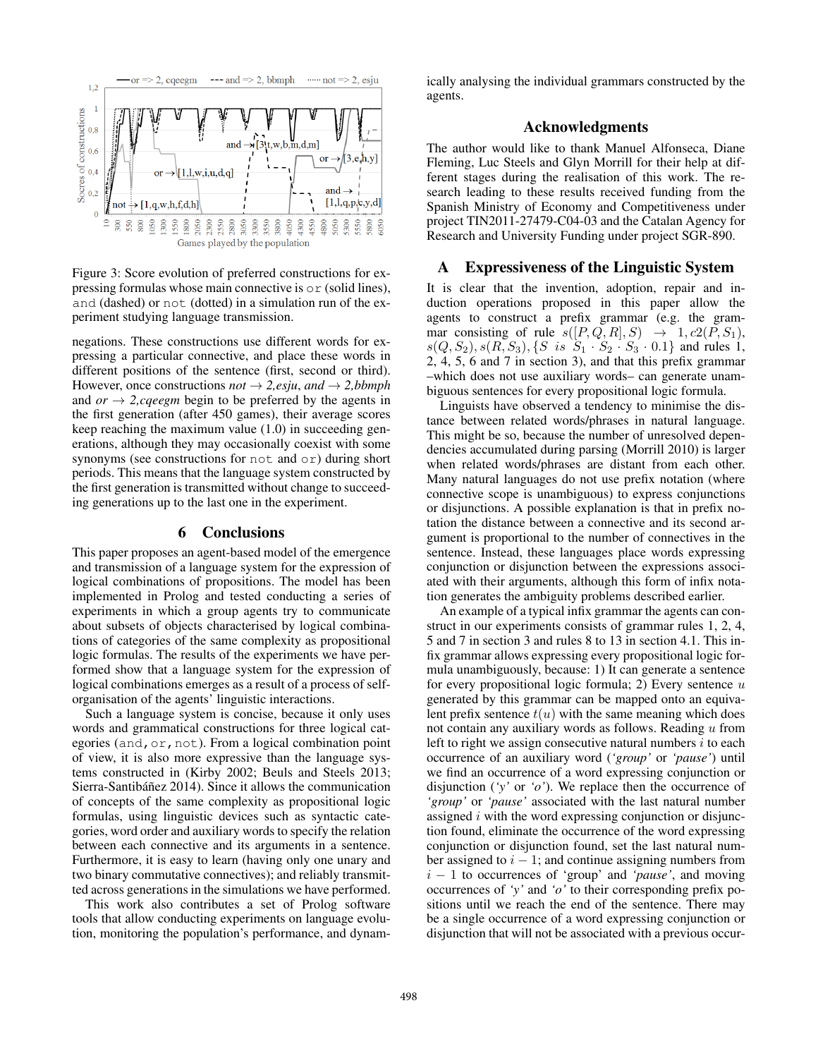Figure 3: Score evolution of preferred constructions for expressing formulas whose main connective is `or` (solid lines), `and` (dashed) or `not` (dotted) in a simulation run of the experiment studying language transmission.

negations. These constructions use different words for expressing a particular connective, and place these words in different positions of the sentence (first, second or third). However, once constructions *not → 2,esju*, *and → 2,bbmph* and *or → 2,cqeegm* begin to be preferred by the agents in the first generation (after 450 games), their average scores keep reaching the maximum value (1.0) in succeeding generations, although they may occasionally coexist with some synonyms (see constructions for `not` and `or`) during short periods. This means that the language system constructed by the first generation is transmitted without change to succeeding generations up to the last one in the experiment.

## 6 Conclusions

This paper proposes an agent-based model of the emergence and transmission of a language system for the expression of logical combinations of propositions. The model has been implemented in Prolog and tested conducting a series of experiments in which a group agents try to communicate about subsets of objects characterised by logical combinations of categories of the same complexity as propositional logic formulas. The results of the experiments we have performed show that a language system for the expression of logical combinations emerges as a result of a process of self-organisation of the agents' linguistic interactions.

Such a language system is concise, because it only uses words and grammatical constructions for three logical categories (`and, or, not`). From a logical combination point of view, it is also more expressive than the language systems constructed in (Kirby 2002; Beuls and Steels 2013; Sierra-Santibáñez 2014). Since it allows the communication of concepts of the same complexity as propositional logic formulas, using linguistic devices such as syntactic categories, word order and auxiliary words to specify the relation between each connective and its arguments in a sentence. Furthermore, it is easy to learn (having only one unary and two binary commutative connectives); and reliably transmitted across generations in the simulations we have performed.

This work also contributes a set of Prolog software tools that allow conducting experiments on language evolution, monitoring the population's performance, and dynamically analysing the individual grammars constructed by the agents.

## Acknowledgments

The author would like to thank Manuel Alfonseca, Diane Fleming, Luc Steels and Glyn Morrill for their help at different stages during the realisation of this work. The research leading to these results received funding from the Spanish Ministry of Economy and Competitiveness under project TIN2011-27479-C04-03 and the Catalan Agency for Research and University Funding under project SGR-890.

## A Expressiveness of the Linguistic System

It is clear that the invention, adoption, repair and induction operations proposed in this paper allow the agents to construct a prefix grammar (e.g. the grammar consisting of rule $s([P,Q,R],S) \rightarrow 1, c2(P,S_1), s(Q,S_2), s(R,S_3), \{S\ is\ S_1 \cdot S_2 \cdot S_3 \cdot 0.1\}$ and rules 1, 2, 4, 5, 6 and 7 in section 3), and that this prefix grammar –which does not use auxiliary words– can generate unambiguous sentences for every propositional logic formula.

Linguists have observed a tendency to minimise the distance between related words/phrases in natural language. This might be so, because the number of unresolved dependencies accumulated during parsing (Morrill 2010) is larger when related words/phrases are distant from each other. Many natural languages do not use prefix notation (where connective scope is unambiguous) to express conjunctions or disjunctions. A possible explanation is that in prefix notation the distance between a connective and its second argument is proportional to the number of connectives in the sentence. Instead, these languages place words expressing conjunction or disjunction between the expressions associated with their arguments, although this form of infix notation generates the ambiguity problems described earlier.

An example of a typical infix grammar the agents can construct in our experiments consists of grammar rules 1, 2, 4, 5 and 7 in section 3 and rules 8 to 13 in section 4.1. This infix grammar allows expressing every propositional logic formula unambiguously, because: 1) It can generate a sentence for every propositional logic formula; 2) Every sentence $u$ generated by this grammar can be mapped onto an equivalent prefix sentence $t(u)$ with the same meaning which does not contain any auxiliary words as follows. Reading $u$ from left to right we assign consecutive natural numbers $i$ to each occurrence of an auxiliary word (*'group'* or *'pause'*) until we find an occurrence of a word expressing conjunction or disjunction (*'y'* or *'o'*). We replace then the occurrence of *'group'* or *'pause'* associated with the last natural number assigned $i$ with the word expressing conjunction or disjunction found, eliminate the occurrence of the word expressing conjunction or disjunction found, set the last natural number assigned to $i-1$; and continue assigning numbers from $i-1$ to occurrences of 'group' and *'pause'*, and moving occurrences of *'y'* and *'o'* to their corresponding prefix positions until we reach the end of the sentence. There may be a single occurrence of a word expressing conjunction or disjunction that will not be associated with a previous occur-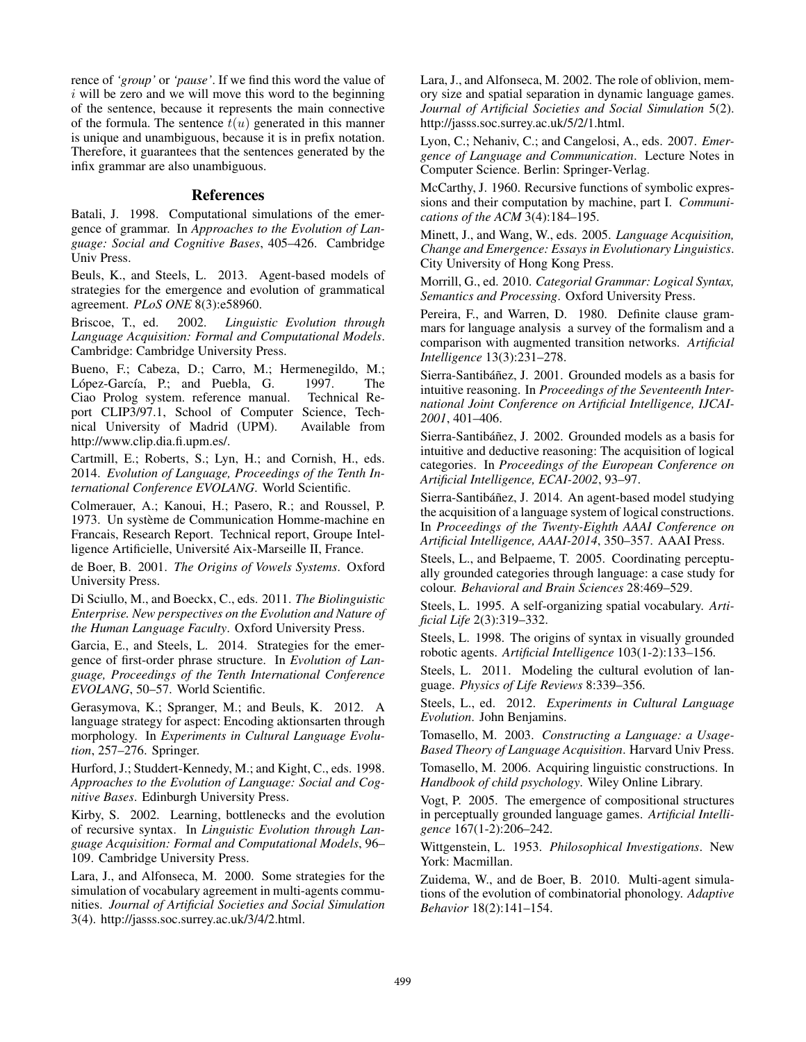rence of *'group'* or *'pause'*. If we find this word the value of $i$ will be zero and we will move this word to the beginning of the sentence, because it represents the main connective of the formula. The sentence $t(u)$ generated in this manner is unique and unambiguous, because it is in prefix notation. Therefore, it guarantees that the sentences generated by the infix grammar are also unambiguous.

## References

Batali, J. 1998. Computational simulations of the emergence of grammar. In *Approaches to the Evolution of Language: Social and Cognitive Bases*, 405–426. Cambridge Univ Press.

Beuls, K., and Steels, L. 2013. Agent-based models of strategies for the emergence and evolution of grammatical agreement. *PLoS ONE* 8(3):e58960.

Briscoe, T., ed. 2002. *Linguistic Evolution through Language Acquisition: Formal and Computational Models*. Cambridge: Cambridge University Press.

Bueno, F.; Cabeza, D.; Carro, M.; Hermenegildo, M.; López-García, P.; and Puebla, G. 1997. The Ciao Prolog system. reference manual. Technical Report CLIP3/97.1, School of Computer Science, Technical University of Madrid (UPM). Available from http://www.clip.dia.fi.upm.es/.

Cartmill, E.; Roberts, S.; Lyn, H.; and Cornish, H., eds. 2014. *Evolution of Language, Proceedings of the Tenth International Conference EVOLANG*. World Scientific.

Colmerauer, A.; Kanoui, H.; Pasero, R.; and Roussel, P. 1973. Un système de Communication Homme-machine en Francais, Research Report. Technical report, Groupe Intelligence Artificielle, Université Aix-Marseille II, France.

de Boer, B. 2001. *The Origins of Vowels Systems*. Oxford University Press.

Di Sciullo, M., and Boeckx, C., eds. 2011. *The Biolinguistic Enterprise. New perspectives on the Evolution and Nature of the Human Language Faculty*. Oxford University Press.

Garcia, E., and Steels, L. 2014. Strategies for the emergence of first-order phrase structure. In *Evolution of Language, Proceedings of the Tenth International Conference EVOLANG*, 50–57. World Scientific.

Gerasymova, K.; Spranger, M.; and Beuls, K. 2012. A language strategy for aspect: Encoding aktionsarten through morphology. In *Experiments in Cultural Language Evolution*, 257–276. Springer.

Hurford, J.; Studdert-Kennedy, M.; and Kight, C., eds. 1998. *Approaches to the Evolution of Language: Social and Cognitive Bases*. Edinburgh University Press.

Kirby, S. 2002. Learning, bottlenecks and the evolution of recursive syntax. In *Linguistic Evolution through Language Acquisition: Formal and Computational Models*, 96–109. Cambridge University Press.

Lara, J., and Alfonseca, M. 2000. Some strategies for the simulation of vocabulary agreement in multi-agents communities. *Journal of Artificial Societies and Social Simulation* 3(4). http://jasss.soc.surrey.ac.uk/3/4/2.html.

Lara, J., and Alfonseca, M. 2002. The role of oblivion, memory size and spatial separation in dynamic language games. *Journal of Artificial Societies and Social Simulation* 5(2). http://jasss.soc.surrey.ac.uk/5/2/1.html.

Lyon, C.; Nehaniv, C.; and Cangelosi, A., eds. 2007. *Emergence of Language and Communication*. Lecture Notes in Computer Science. Berlin: Springer-Verlag.

McCarthy, J. 1960. Recursive functions of symbolic expressions and their computation by machine, part I. *Communications of the ACM* 3(4):184–195.

Minett, J., and Wang, W., eds. 2005. *Language Acquisition, Change and Emergence: Essays in Evolutionary Linguistics*. City University of Hong Kong Press.

Morrill, G., ed. 2010. *Categorial Grammar: Logical Syntax, Semantics and Processing*. Oxford University Press.

Pereira, F., and Warren, D. 1980. Definite clause grammars for language analysis a survey of the formalism and a comparison with augmented transition networks. *Artificial Intelligence* 13(3):231–278.

Sierra-Santibáñez, J. 2001. Grounded models as a basis for intuitive reasoning. In *Proceedings of the Seventeenth International Joint Conference on Artificial Intelligence, IJCAI-2001*, 401–406.

Sierra-Santibáñez, J. 2002. Grounded models as a basis for intuitive and deductive reasoning: The acquisition of logical categories. In *Proceedings of the European Conference on Artificial Intelligence, ECAI-2002*, 93–97.

Sierra-Santibáñez, J. 2014. An agent-based model studying the acquisition of a language system of logical constructions. In *Proceedings of the Twenty-Eighth AAAI Conference on Artificial Intelligence, AAAI-2014*, 350–357. AAAI Press.

Steels, L., and Belpaeme, T. 2005. Coordinating perceptually grounded categories through language: a case study for colour. *Behavioral and Brain Sciences* 28:469–529.

Steels, L. 1995. A self-organizing spatial vocabulary. *Artificial Life* 2(3):319–332.

Steels, L. 1998. The origins of syntax in visually grounded robotic agents. *Artificial Intelligence* 103(1-2):133–156.

Steels, L. 2011. Modeling the cultural evolution of language. *Physics of Life Reviews* 8:339–356.

Steels, L., ed. 2012. *Experiments in Cultural Language Evolution*. John Benjamins.

Tomasello, M. 2003. *Constructing a Language: a Usage-Based Theory of Language Acquisition*. Harvard Univ Press.

Tomasello, M. 2006. Acquiring linguistic constructions. In *Handbook of child psychology*. Wiley Online Library.

Vogt, P. 2005. The emergence of compositional structures in perceptually grounded language games. *Artificial Intelligence* 167(1-2):206–242.

Wittgenstein, L. 1953. *Philosophical Investigations*. New York: Macmillan.

Zuidema, W., and de Boer, B. 2010. Multi-agent simulations of the evolution of combinatorial phonology. *Adaptive Behavior* 18(2):141–154.